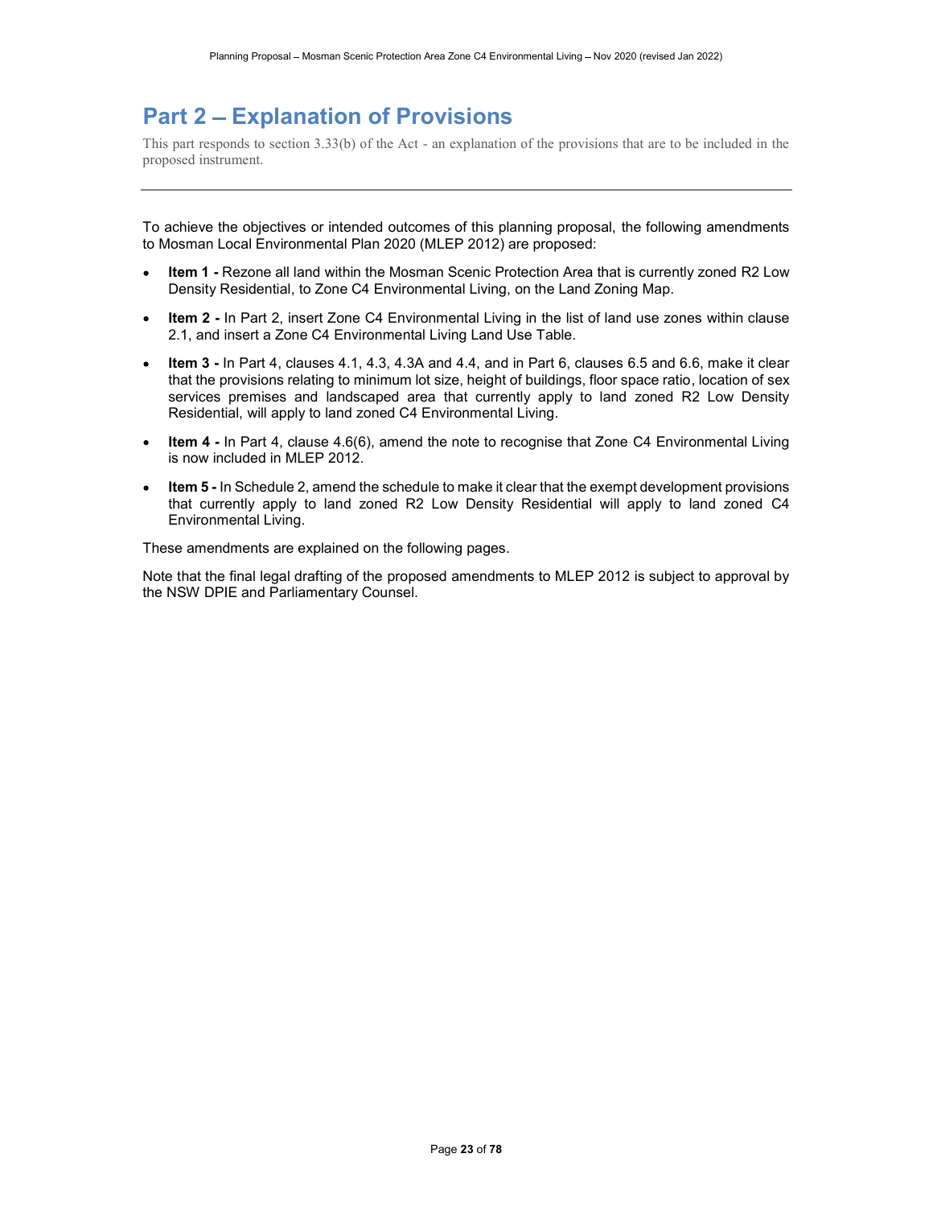# Part 2 – Explanation of Provisions

This part responds to section 3.33(b) of the Act - an explanation of the provisions that are to be included in the proposed instrument.

---

To achieve the objectives or intended outcomes of this planning proposal, the following amendments to Mosman Local Environmental Plan 2020 (MLEP 2012) are proposed:

- **Item 1 -** Rezone all land within the Mosman Scenic Protection Area that is currently zoned R2 Low Density Residential, to Zone C4 Environmental Living, on the Land Zoning Map.
- **Item 2 -** In Part 2, insert Zone C4 Environmental Living in the list of land use zones within clause 2.1, and insert a Zone C4 Environmental Living Land Use Table.
- **Item 3 -** In Part 4, clauses 4.1, 4.3, 4.3A and 4.4, and in Part 6, clauses 6.5 and 6.6, make it clear that the provisions relating to minimum lot size, height of buildings, floor space ratio, location of sex services premises and landscaped area that currently apply to land zoned R2 Low Density Residential, will apply to land zoned C4 Environmental Living.
- **Item 4 -** In Part 4, clause 4.6(6), amend the note to recognise that Zone C4 Environmental Living is now included in MLEP 2012.
- **Item 5 -** In Schedule 2, amend the schedule to make it clear that the exempt development provisions that currently apply to land zoned R2 Low Density Residential will apply to land zoned C4 Environmental Living.

These amendments are explained on the following pages.

Note that the final legal drafting of the proposed amendments to MLEP 2012 is subject to approval by the NSW DPIE and Parliamentary Counsel.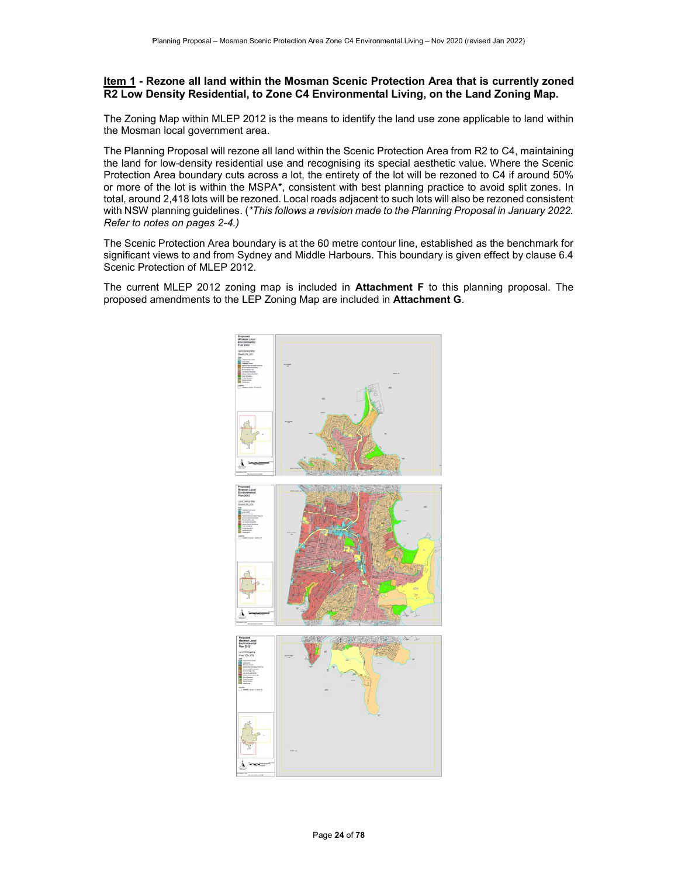**Item 1 - Rezone all land within the Mosman Scenic Protection Area that is currently zoned R2 Low Density Residential, to Zone C4 Environmental Living, on the Land Zoning Map.**

The Zoning Map within MLEP 2012 is the means to identify the land use zone applicable to land within the Mosman local government area.

The Planning Proposal will rezone all land within the Scenic Protection Area from R2 to C4, maintaining the land for low-density residential use and recognising its special aesthetic value. Where the Scenic Protection Area boundary cuts across a lot, the entirety of the lot will be rezoned to C4 if around 50% or more of the lot is within the MSPA*, consistent with best planning practice to avoid split zones. In total, around 2,418 lots will be rezoned. Local roads adjacent to such lots will also be rezoned consistent with NSW planning guidelines. (*This follows a revision made to the Planning Proposal in January 2022. Refer to notes on pages 2-4.)*

The Scenic Protection Area boundary is at the 60 metre contour line, established as the benchmark for significant views to and from Sydney and Middle Harbours. This boundary is given effect by clause 6.4 Scenic Protection of MLEP 2012.

The current MLEP 2012 zoning map is included in **Attachment F** to this planning proposal. The proposed amendments to the LEP Zoning Map are included in **Attachment G**.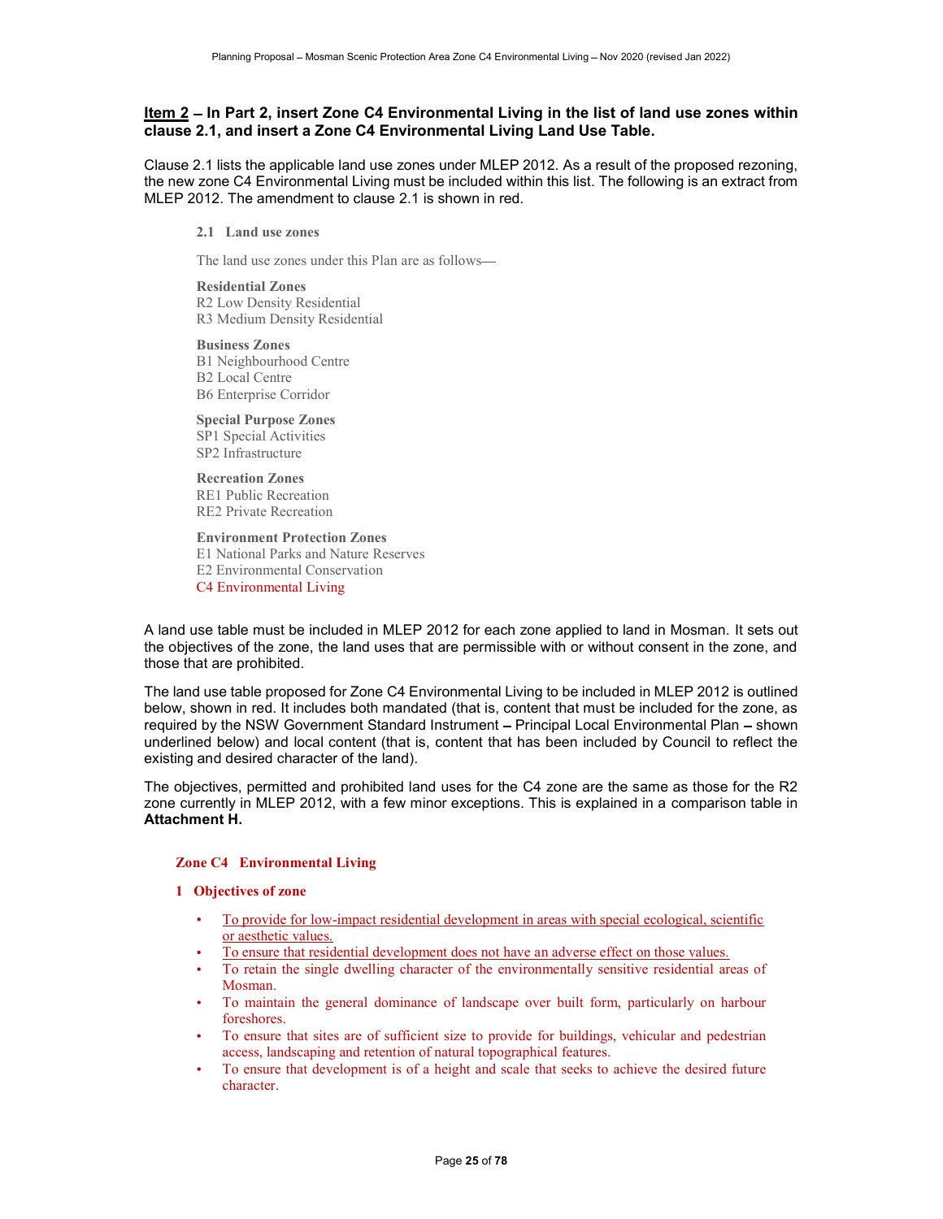**Item 2 – In Part 2, insert Zone C4 Environmental Living in the list of land use zones within clause 2.1, and insert a Zone C4 Environmental Living Land Use Table.**

Clause 2.1 lists the applicable land use zones under MLEP 2012. As a result of the proposed rezoning, the new zone C4 Environmental Living must be included within this list. The following is an extract from MLEP 2012. The amendment to clause 2.1 is shown in red.

> **2.1 Land use zones**
>
> The land use zones under this Plan are as follows—
>
> **Residential Zones**
> R2 Low Density Residential
> R3 Medium Density Residential
>
> **Business Zones**
> B1 Neighbourhood Centre
> B2 Local Centre
> B6 Enterprise Corridor
>
> **Special Purpose Zones**
> SP1 Special Activities
> SP2 Infrastructure
>
> **Recreation Zones**
> RE1 Public Recreation
> RE2 Private Recreation
>
> **Environment Protection Zones**
> E1 National Parks and Nature Reserves
> E2 Environmental Conservation
> C4 Environmental Living

A land use table must be included in MLEP 2012 for each zone applied to land in Mosman. It sets out the objectives of the zone, the land uses that are permissible with or without consent in the zone, and those that are prohibited.

The land use table proposed for Zone C4 Environmental Living to be included in MLEP 2012 is outlined below, shown in red. It includes both mandated (that is, content that must be included for the zone, as required by the NSW Government Standard Instrument – Principal Local Environmental Plan – shown underlined below) and local content (that is, content that has been included by Council to reflect the existing and desired character of the land).

The objectives, permitted and prohibited land uses for the C4 zone are the same as those for the R2 zone currently in MLEP 2012, with a few minor exceptions. This is explained in a comparison table in **Attachment H.**

**Zone C4 Environmental Living**

**1 Objectives of zone**

- <u>To provide for low-impact residential development in areas with special ecological, scientific or aesthetic values.</u>
- <u>To ensure that residential development does not have an adverse effect on those values.</u>
- To retain the single dwelling character of the environmentally sensitive residential areas of Mosman.
- To maintain the general dominance of landscape over built form, particularly on harbour foreshores.
- To ensure that sites are of sufficient size to provide for buildings, vehicular and pedestrian access, landscaping and retention of natural topographical features.
- To ensure that development is of a height and scale that seeks to achieve the desired future character.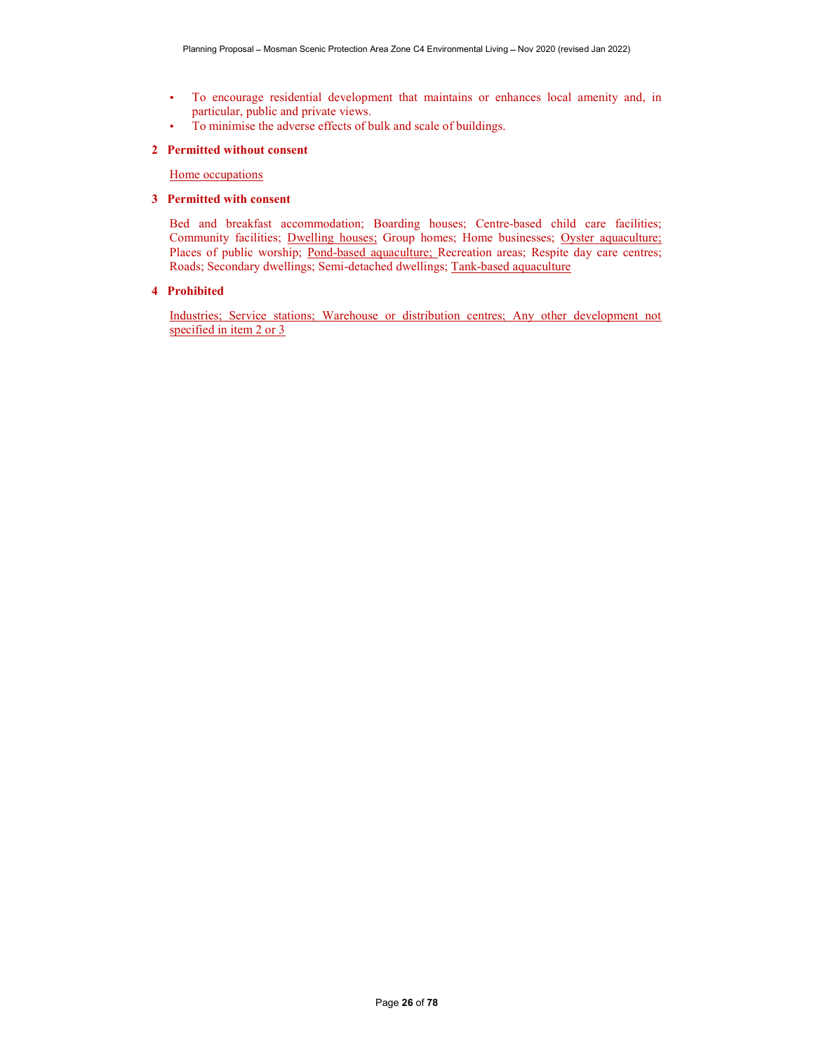- To encourage residential development that maintains or enhances local amenity and, in particular, public and private views.
- To minimise the adverse effects of bulk and scale of buildings.

**2 Permitted without consent**

Home occupations

**3 Permitted with consent**

Bed and breakfast accommodation; Boarding houses; Centre-based child care facilities; Community facilities; Dwelling houses; Group homes; Home businesses; Oyster aquaculture; Places of public worship; Pond-based aquaculture; Recreation areas; Respite day care centres; Roads; Secondary dwellings; Semi-detached dwellings; Tank-based aquaculture

**4 Prohibited**

Industries; Service stations; Warehouse or distribution centres; Any other development not specified in item 2 or 3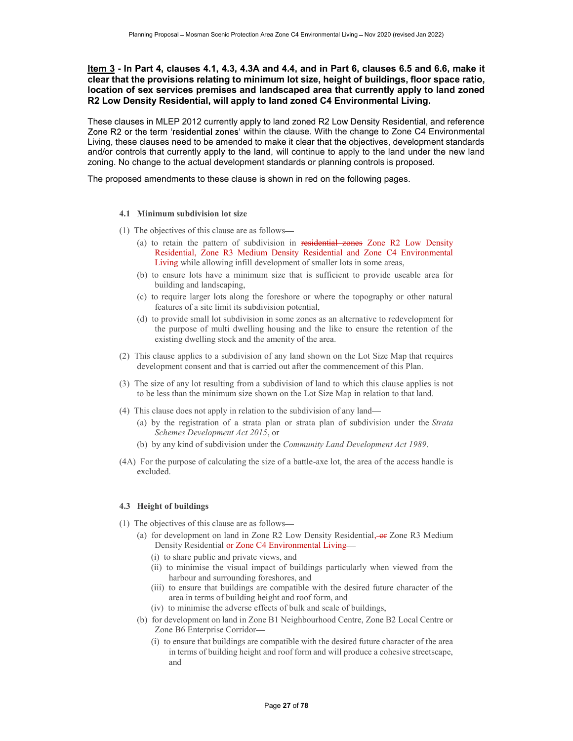**<u>Item 3</u> - In Part 4, clauses 4.1, 4.3, 4.3A and 4.4, and in Part 6, clauses 6.5 and 6.6, make it clear that the provisions relating to minimum lot size, height of buildings, floor space ratio, location of sex services premises and landscaped area that currently apply to land zoned R2 Low Density Residential, will apply to land zoned C4 Environmental Living.**

These clauses in MLEP 2012 currently apply to land zoned R2 Low Density Residential, and reference Zone R2 or the term 'residential zones' within the clause. With the change to Zone C4 Environmental Living, these clauses need to be amended to make it clear that the objectives, development standards and/or controls that currently apply to the land, will continue to apply to the land under the new land zoning. No change to the actual development standards or planning controls is proposed.

The proposed amendments to these clause is shown in red on the following pages.

### 4.1 Minimum subdivision lot size

(1) The objectives of this clause are as follows—

- (a) to retain the pattern of subdivision in ~~residential zones~~ Zone R2 Low Density Residential, Zone R3 Medium Density Residential and Zone C4 Environmental Living while allowing infill development of smaller lots in some areas,
- (b) to ensure lots have a minimum size that is sufficient to provide useable area for building and landscaping,
- (c) to require larger lots along the foreshore or where the topography or other natural features of a site limit its subdivision potential,
- (d) to provide small lot subdivision in some zones as an alternative to redevelopment for the purpose of multi dwelling housing and the like to ensure the retention of the existing dwelling stock and the amenity of the area.

(2) This clause applies to a subdivision of any land shown on the Lot Size Map that requires development consent and that is carried out after the commencement of this Plan.

(3) The size of any lot resulting from a subdivision of land to which this clause applies is not to be less than the minimum size shown on the Lot Size Map in relation to that land.

(4) This clause does not apply in relation to the subdivision of any land—

- (a) by the registration of a strata plan or strata plan of subdivision under the *Strata Schemes Development Act 2015*, or
- (b) by any kind of subdivision under the *Community Land Development Act 1989*.

(4A) For the purpose of calculating the size of a battle-axe lot, the area of the access handle is excluded.

### 4.3 Height of buildings

(1) The objectives of this clause are as follows—

- (a) for development on land in Zone R2 Low Density Residential, ~~or~~ Zone R3 Medium Density Residential or Zone C4 Environmental Living—
  - (i) to share public and private views, and
  - (ii) to minimise the visual impact of buildings particularly when viewed from the harbour and surrounding foreshores, and
  - (iii) to ensure that buildings are compatible with the desired future character of the area in terms of building height and roof form, and
  - (iv) to minimise the adverse effects of bulk and scale of buildings,
- (b) for development on land in Zone B1 Neighbourhood Centre, Zone B2 Local Centre or Zone B6 Enterprise Corridor—
  - (i) to ensure that buildings are compatible with the desired future character of the area in terms of building height and roof form and will produce a cohesive streetscape, and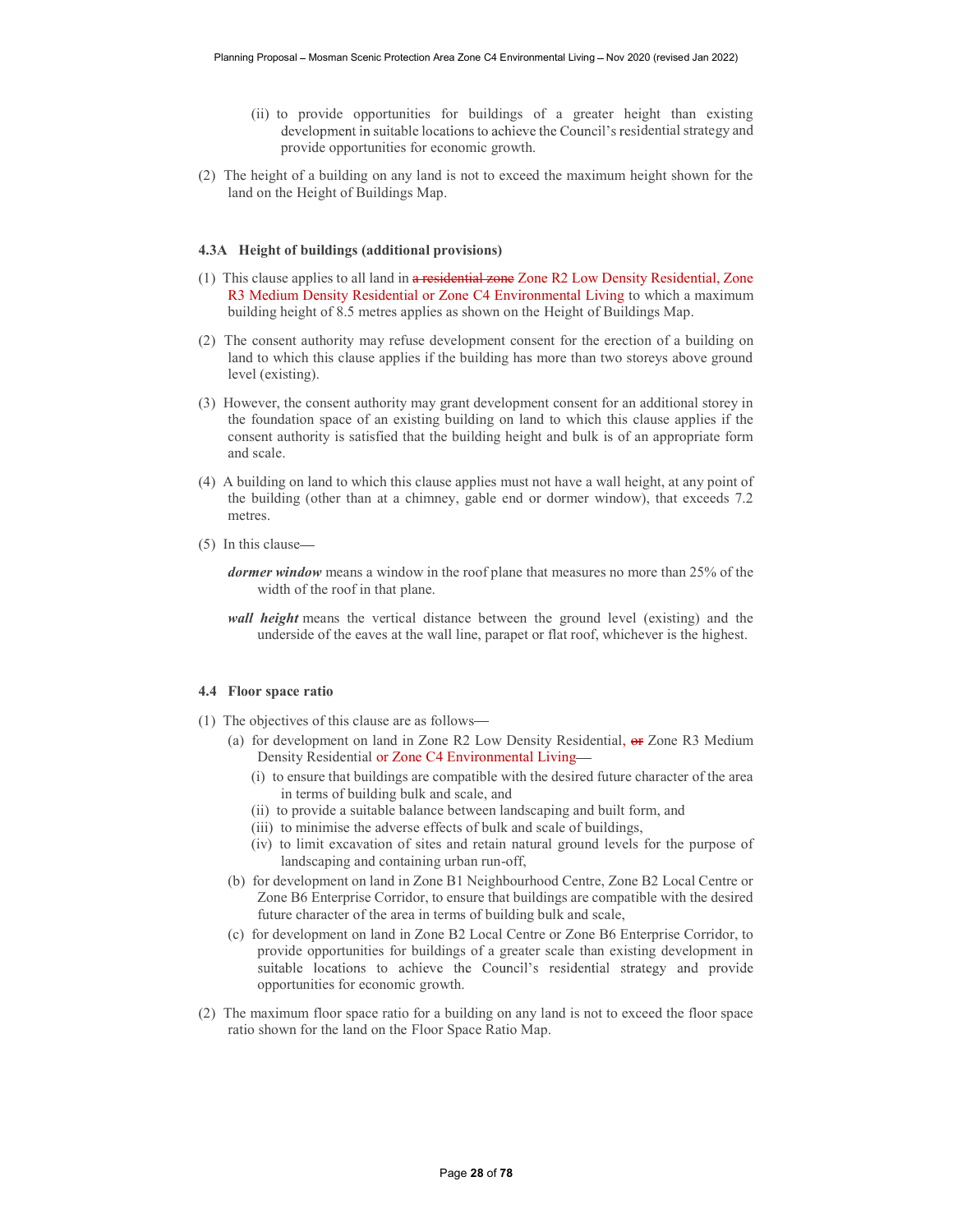(ii) to provide opportunities for buildings of a greater height than existing development in suitable locations to achieve the Council's residential strategy and provide opportunities for economic growth.

(2) The height of a building on any land is not to exceed the maximum height shown for the land on the Height of Buildings Map.

### 4.3A Height of buildings (additional provisions)

(1) This clause applies to all land in ~~a residential zone~~ Zone R2 Low Density Residential, Zone R3 Medium Density Residential or Zone C4 Environmental Living to which a maximum building height of 8.5 metres applies as shown on the Height of Buildings Map.

(2) The consent authority may refuse development consent for the erection of a building on land to which this clause applies if the building has more than two storeys above ground level (existing).

(3) However, the consent authority may grant development consent for an additional storey in the foundation space of an existing building on land to which this clause applies if the consent authority is satisfied that the building height and bulk is of an appropriate form and scale.

(4) A building on land to which this clause applies must not have a wall height, at any point of the building (other than at a chimney, gable end or dormer window), that exceeds 7.2 metres.

(5) In this clause—

***dormer window*** means a window in the roof plane that measures no more than 25% of the width of the roof in that plane.

***wall height*** means the vertical distance between the ground level (existing) and the underside of the eaves at the wall line, parapet or flat roof, whichever is the highest.

### 4.4 Floor space ratio

(1) The objectives of this clause are as follows—

(a) for development on land in Zone R2 Low Density Residential, ~~or~~ Zone R3 Medium Density Residential or Zone C4 Environmental Living—

(i) to ensure that buildings are compatible with the desired future character of the area in terms of building bulk and scale, and

(ii) to provide a suitable balance between landscaping and built form, and

(iii) to minimise the adverse effects of bulk and scale of buildings,

(iv) to limit excavation of sites and retain natural ground levels for the purpose of landscaping and containing urban run-off,

(b) for development on land in Zone B1 Neighbourhood Centre, Zone B2 Local Centre or Zone B6 Enterprise Corridor, to ensure that buildings are compatible with the desired future character of the area in terms of building bulk and scale,

(c) for development on land in Zone B2 Local Centre or Zone B6 Enterprise Corridor, to provide opportunities for buildings of a greater scale than existing development in suitable locations to achieve the Council's residential strategy and provide opportunities for economic growth.

(2) The maximum floor space ratio for a building on any land is not to exceed the floor space ratio shown for the land on the Floor Space Ratio Map.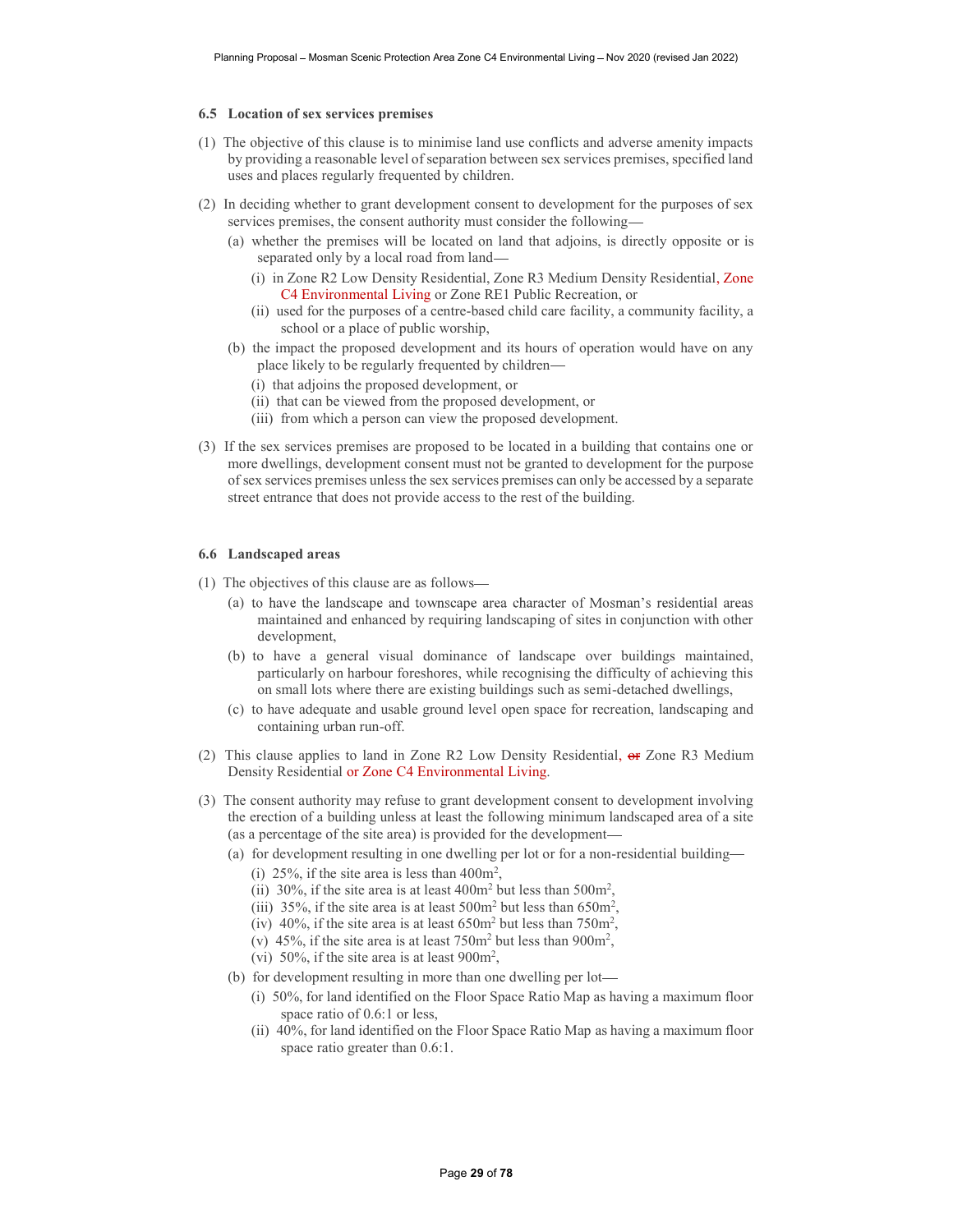### 6.5 Location of sex services premises

(1) The objective of this clause is to minimise land use conflicts and adverse amenity impacts by providing a reasonable level of separation between sex services premises, specified land uses and places regularly frequented by children.

(2) In deciding whether to grant development consent to development for the purposes of sex services premises, the consent authority must consider the following—

- (a) whether the premises will be located on land that adjoins, is directly opposite or is separated only by a local road from land—
  - (i) in Zone R2 Low Density Residential, Zone R3 Medium Density Residential, Zone C4 Environmental Living or Zone RE1 Public Recreation, or
  - (ii) used for the purposes of a centre-based child care facility, a community facility, a school or a place of public worship,
- (b) the impact the proposed development and its hours of operation would have on any place likely to be regularly frequented by children—
  - (i) that adjoins the proposed development, or
  - (ii) that can be viewed from the proposed development, or
  - (iii) from which a person can view the proposed development.

(3) If the sex services premises are proposed to be located in a building that contains one or more dwellings, development consent must not be granted to development for the purpose of sex services premises unless the sex services premises can only be accessed by a separate street entrance that does not provide access to the rest of the building.

### 6.6 Landscaped areas

(1) The objectives of this clause are as follows—

- (a) to have the landscape and townscape area character of Mosman's residential areas maintained and enhanced by requiring landscaping of sites in conjunction with other development,
- (b) to have a general visual dominance of landscape over buildings maintained, particularly on harbour foreshores, while recognising the difficulty of achieving this on small lots where there are existing buildings such as semi-detached dwellings,
- (c) to have adequate and usable ground level open space for recreation, landscaping and containing urban run-off.

(2) This clause applies to land in Zone R2 Low Density Residential, ~~or~~ Zone R3 Medium Density Residential or Zone C4 Environmental Living.

(3) The consent authority may refuse to grant development consent to development involving the erection of a building unless at least the following minimum landscaped area of a site (as a percentage of the site area) is provided for the development—

- (a) for development resulting in one dwelling per lot or for a non-residential building—
  - (i) 25%, if the site area is less than 400m$^2$,
  - (ii) 30%, if the site area is at least 400m$^2$ but less than 500m$^2$,
  - (iii) 35%, if the site area is at least 500m$^2$ but less than 650m$^2$,
  - (iv) 40%, if the site area is at least 650m$^2$ but less than 750m$^2$,
  - (v) 45%, if the site area is at least 750m$^2$ but less than 900m$^2$,
  - (vi) 50%, if the site area is at least 900m$^2$,
- (b) for development resulting in more than one dwelling per lot—
  - (i) 50%, for land identified on the Floor Space Ratio Map as having a maximum floor space ratio of 0.6:1 or less,
  - (ii) 40%, for land identified on the Floor Space Ratio Map as having a maximum floor space ratio greater than 0.6:1.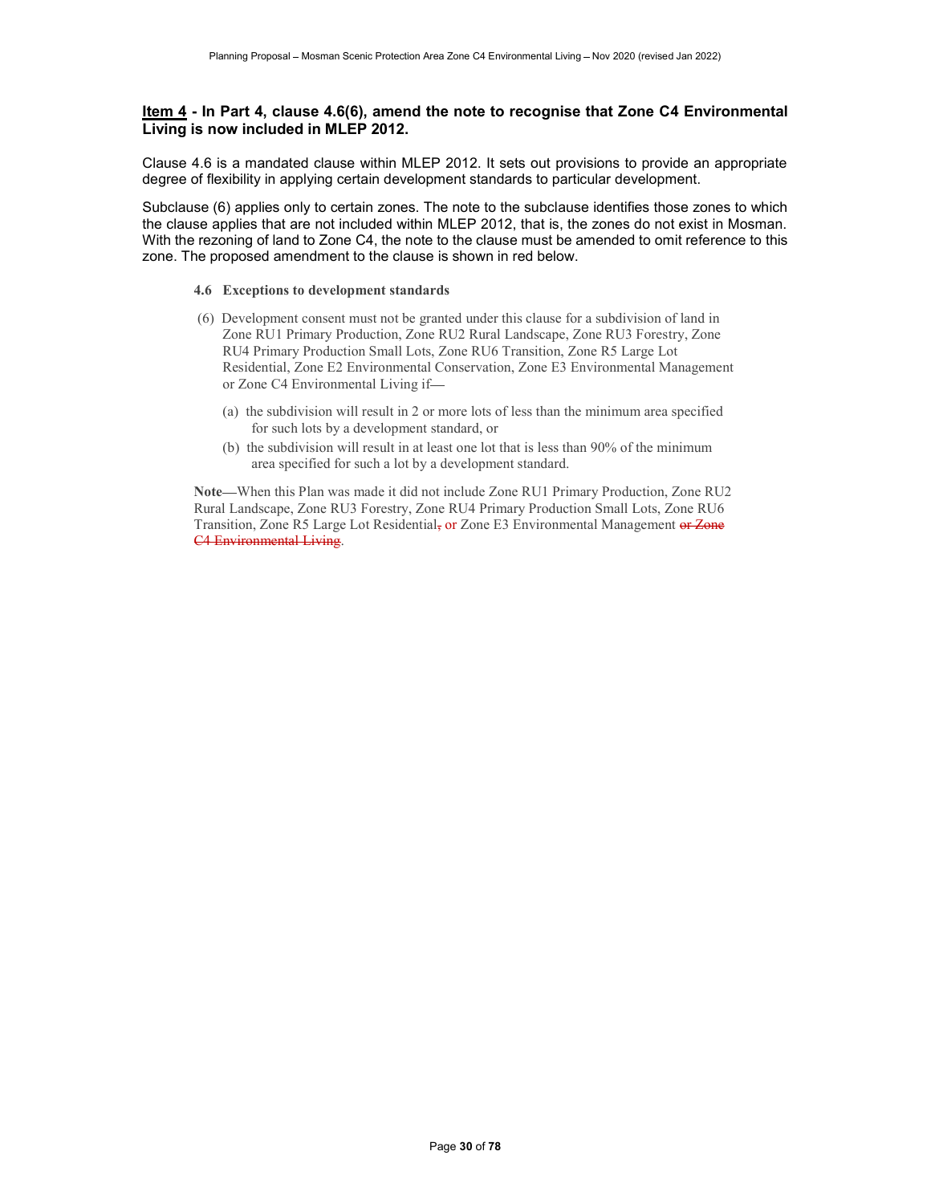**Item 4 - In Part 4, clause 4.6(6), amend the note to recognise that Zone C4 Environmental Living is now included in MLEP 2012.**

Clause 4.6 is a mandated clause within MLEP 2012. It sets out provisions to provide an appropriate degree of flexibility in applying certain development standards to particular development.

Subclause (6) applies only to certain zones. The note to the subclause identifies those zones to which the clause applies that are not included within MLEP 2012, that is, the zones do not exist in Mosman. With the rezoning of land to Zone C4, the note to the clause must be amended to omit reference to this zone. The proposed amendment to the clause is shown in red below.

**4.6 Exceptions to development standards**

(6) Development consent must not be granted under this clause for a subdivision of land in Zone RU1 Primary Production, Zone RU2 Rural Landscape, Zone RU3 Forestry, Zone RU4 Primary Production Small Lots, Zone RU6 Transition, Zone R5 Large Lot Residential, Zone E2 Environmental Conservation, Zone E3 Environmental Management or Zone C4 Environmental Living if—

(a) the subdivision will result in 2 or more lots of less than the minimum area specified for such lots by a development standard, or

(b) the subdivision will result in at least one lot that is less than 90% of the minimum area specified for such a lot by a development standard.

**Note**—When this Plan was made it did not include Zone RU1 Primary Production, Zone RU2 Rural Landscape, Zone RU3 Forestry, Zone RU4 Primary Production Small Lots, Zone RU6 Transition, Zone R5 Large Lot Residential~~,~~ or Zone E3 Environmental Management ~~or Zone C4 Environmental Living~~.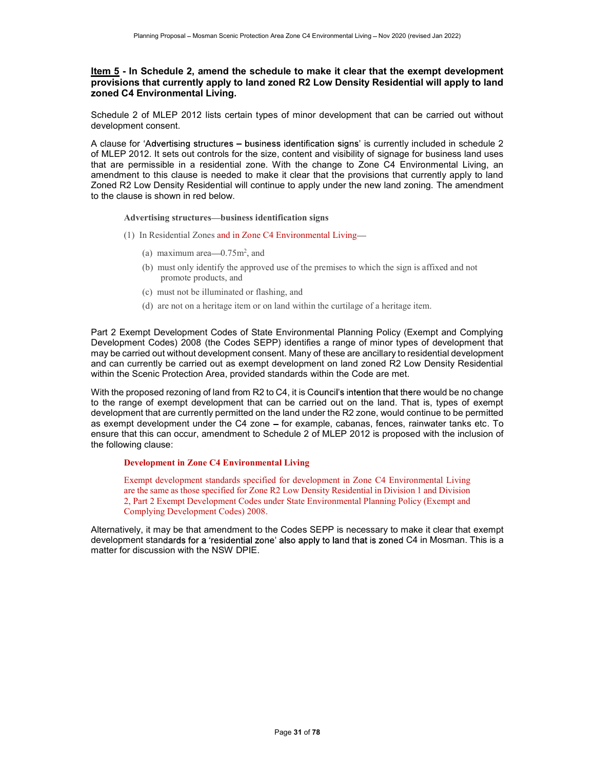**Item 5 - In Schedule 2, amend the schedule to make it clear that the exempt development provisions that currently apply to land zoned R2 Low Density Residential will apply to land zoned C4 Environmental Living.**

Schedule 2 of MLEP 2012 lists certain types of minor development that can be carried out without development consent.

A clause for 'Advertising structures – business identification signs' is currently included in schedule 2 of MLEP 2012. It sets out controls for the size, content and visibility of signage for business land uses that are permissible in a residential zone. With the change to Zone C4 Environmental Living, an amendment to this clause is needed to make it clear that the provisions that currently apply to land Zoned R2 Low Density Residential will continue to apply under the new land zoning. The amendment to the clause is shown in red below.

> **Advertising structures—business identification signs**
>
> (1) In Residential Zones and in Zone C4 Environmental Living—
>
> (a) maximum area—$0.75m^2$, and
>
> (b) must only identify the approved use of the premises to which the sign is affixed and not promote products, and
>
> (c) must not be illuminated or flashing, and
>
> (d) are not on a heritage item or on land within the curtilage of a heritage item.

Part 2 Exempt Development Codes of State Environmental Planning Policy (Exempt and Complying Development Codes) 2008 (the Codes SEPP) identifies a range of minor types of development that may be carried out without development consent. Many of these are ancillary to residential development and can currently be carried out as exempt development on land zoned R2 Low Density Residential within the Scenic Protection Area, provided standards within the Code are met.

With the proposed rezoning of land from R2 to C4, it is Council's intention that there would be no change to the range of exempt development that can be carried out on the land. That is, types of exempt development that are currently permitted on the land under the R2 zone, would continue to be permitted as exempt development under the C4 zone – for example, cabanas, fences, rainwater tanks etc. To ensure that this can occur, amendment to Schedule 2 of MLEP 2012 is proposed with the inclusion of the following clause:

> **Development in Zone C4 Environmental Living**
>
> Exempt development standards specified for development in Zone C4 Environmental Living are the same as those specified for Zone R2 Low Density Residential in Division 1 and Division 2, Part 2 Exempt Development Codes under State Environmental Planning Policy (Exempt and Complying Development Codes) 2008.

Alternatively, it may be that amendment to the Codes SEPP is necessary to make it clear that exempt development standards for a 'residential zone' also apply to land that is zoned C4 in Mosman. This is a matter for discussion with the NSW DPIE.